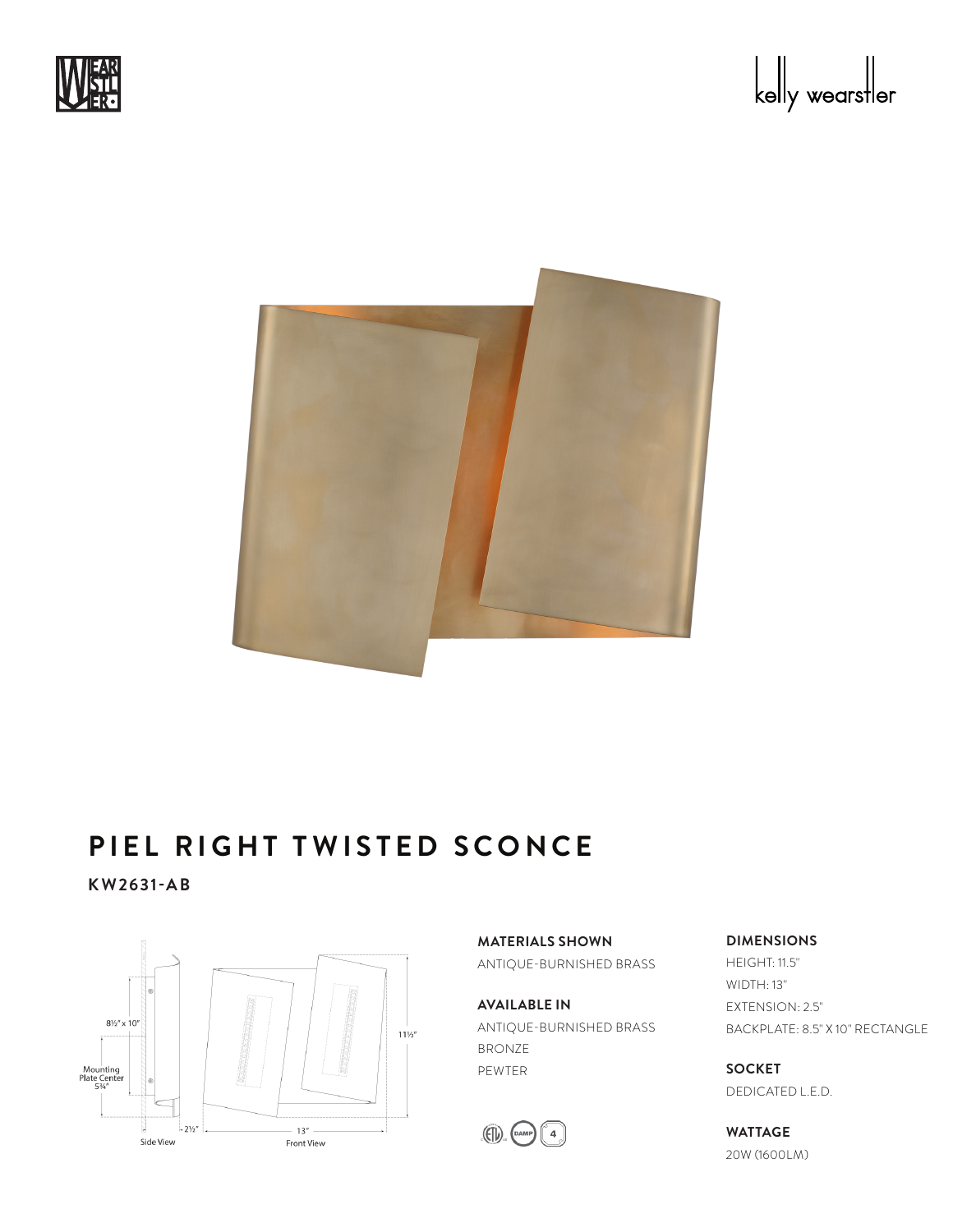# PIEL RIGHT TWISTED SCONCE

**KW2631-AB**

8½" x 10"

Mounting Plate Center 5¾"

2½"

Side View

13"

Front View

11½"

**MATERIALS SHOWN**

ANTIQUE-BURNISHED BRASS

**AVAILABLE IN**

ANTIQUE-BURNISHED BRASS
BRONZE
PEWTER

**DIMENSIONS**

HEIGHT: 11.5"
WIDTH: 13"
EXTENSION: 2.5"
BACKPLATE: 8.5" X 10" RECTANGLE

**SOCKET**

DEDICATED L.E.D.

**WATTAGE**

20W (1600LM)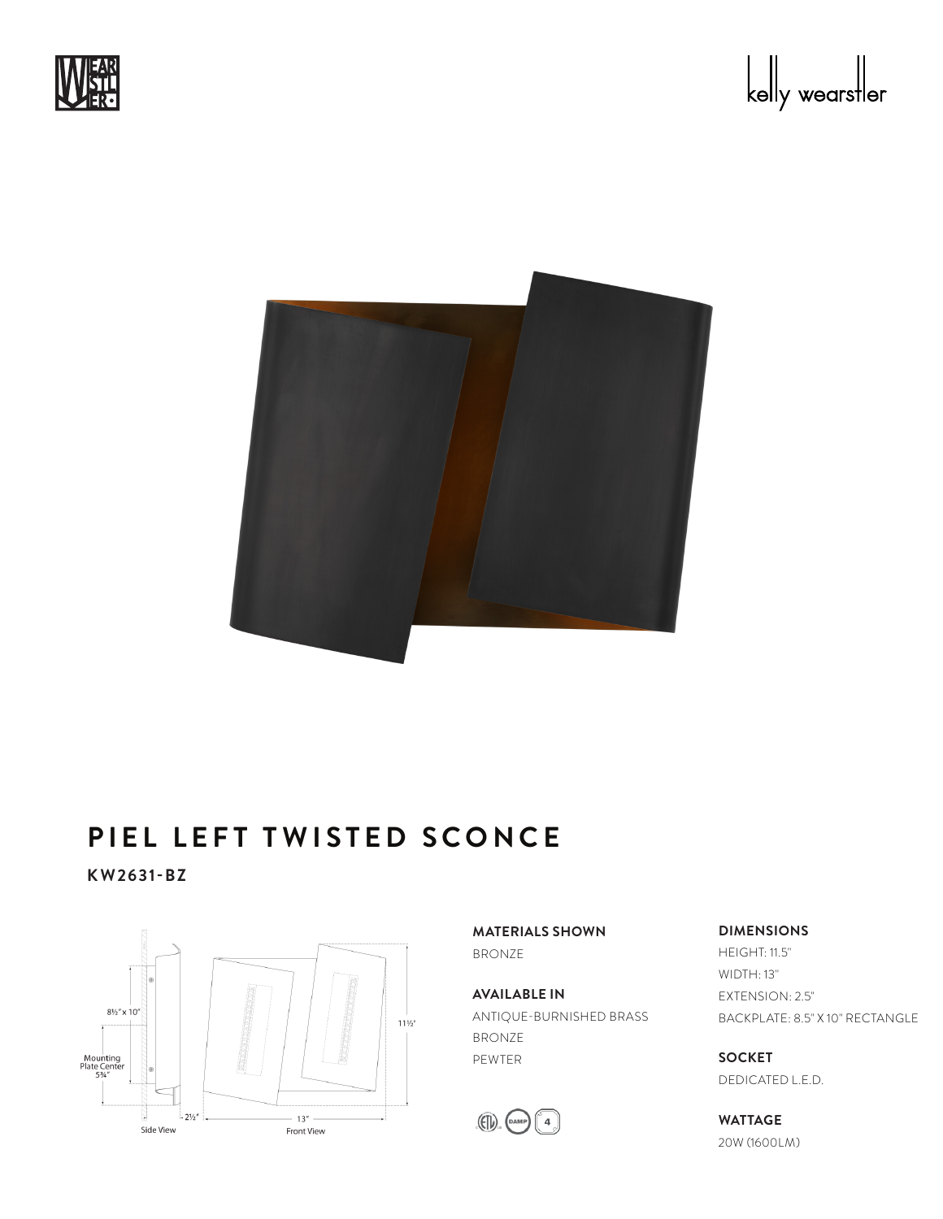# PIEL LEFT TWISTED SCONCE

**KW2631-BZ**

**MATERIALS SHOWN**

BRONZE

**AVAILABLE IN**

ANTIQUE-BURNISHED BRASS
BRONZE
PEWTER

**DIMENSIONS**

HEIGHT: 11.5"
WIDTH: 13"
EXTENSION: 2.5"
BACKPLATE: 8.5" X 10" RECTANGLE

**SOCKET**

DEDICATED L.E.D.

**WATTAGE**

20W (1600LM)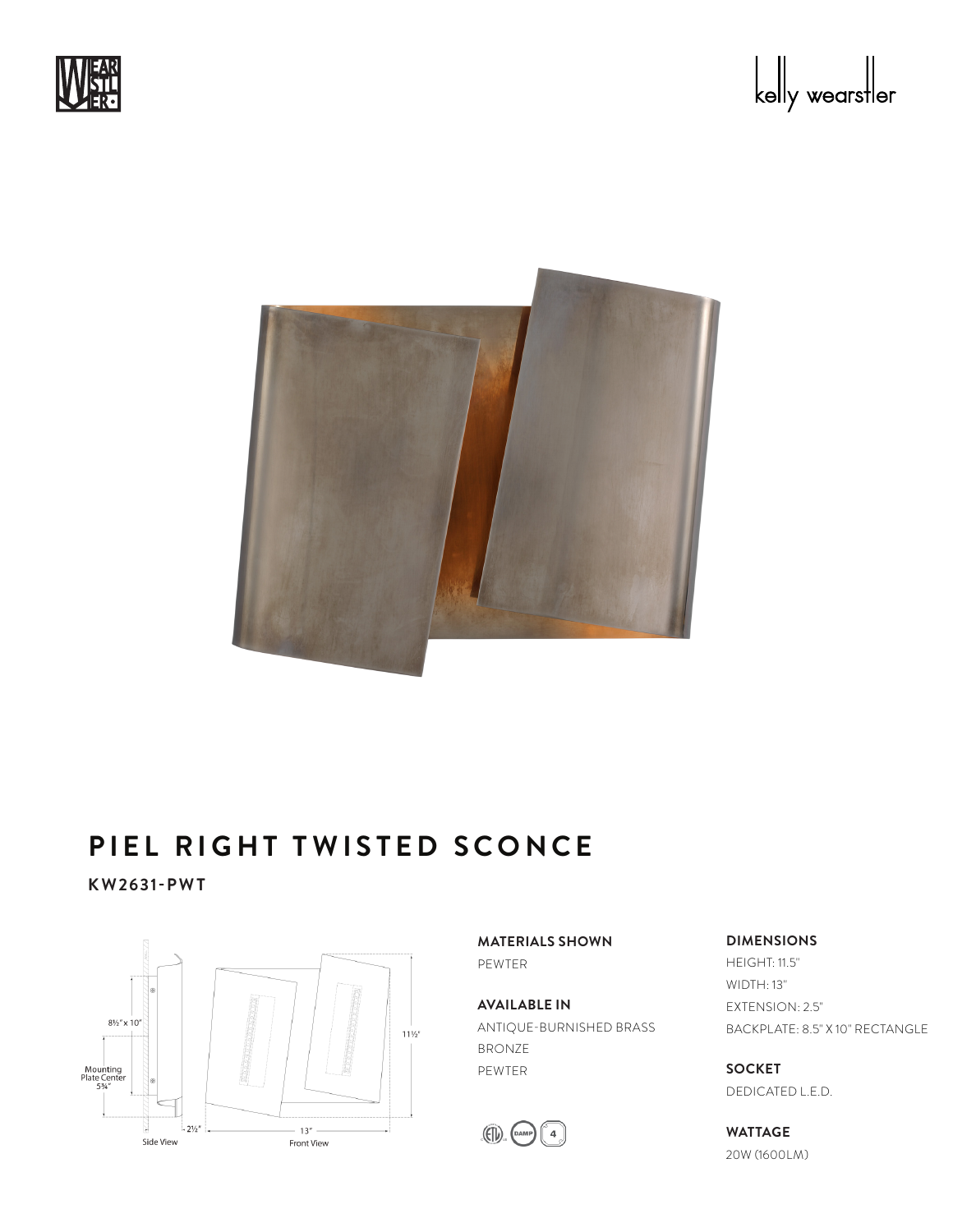# PIEL RIGHT TWISTED SCONCE

**KW2631-PWT**

8½" x 10"

Mounting Plate Center 5¾"

2½"

Side View

13"

Front View

11½"

**MATERIALS SHOWN**

PEWTER

**AVAILABLE IN**

ANTIQUE-BURNISHED BRASS

BRONZE

PEWTER

**DIMENSIONS**

HEIGHT: 11.5"

WIDTH: 13"

EXTENSION: 2.5"

BACKPLATE: 8.5" X 10" RECTANGLE

**SOCKET**

DEDICATED L.E.D.

**WATTAGE**

20W (1600LM)